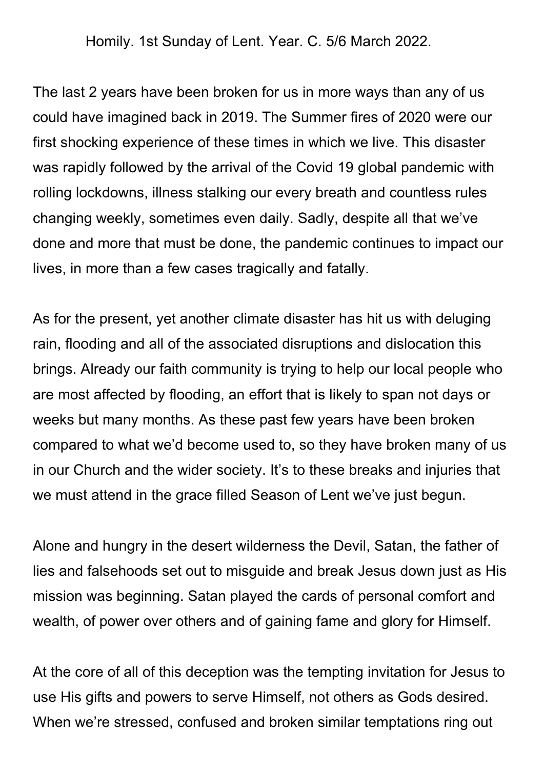Homily. 1st Sunday of Lent. Year. C. 5/6 March 2022.

The last 2 years have been broken for us in more ways than any of us could have imagined back in 2019. The Summer fires of 2020 were our first shocking experience of these times in which we live. This disaster was rapidly followed by the arrival of the Covid 19 global pandemic with rolling lockdowns, illness stalking our every breath and countless rules changing weekly, sometimes even daily. Sadly, despite all that we've done and more that must be done, the pandemic continues to impact our lives, in more than a few cases tragically and fatally.

As for the present, yet another climate disaster has hit us with deluging rain, flooding and all of the associated disruptions and dislocation this brings. Already our faith community is trying to help our local people who are most affected by flooding, an effort that is likely to span not days or weeks but many months. As these past few years have been broken compared to what we'd become used to, so they have broken many of us in our Church and the wider society. It's to these breaks and injuries that we must attend in the grace filled Season of Lent we've just begun.

Alone and hungry in the desert wilderness the Devil, Satan, the father of lies and falsehoods set out to misguide and break Jesus down just as His mission was beginning. Satan played the cards of personal comfort and wealth, of power over others and of gaining fame and glory for Himself.

At the core of all of this deception was the tempting invitation for Jesus to use His gifts and powers to serve Himself, not others as Gods desired. When we're stressed, confused and broken similar temptations ring out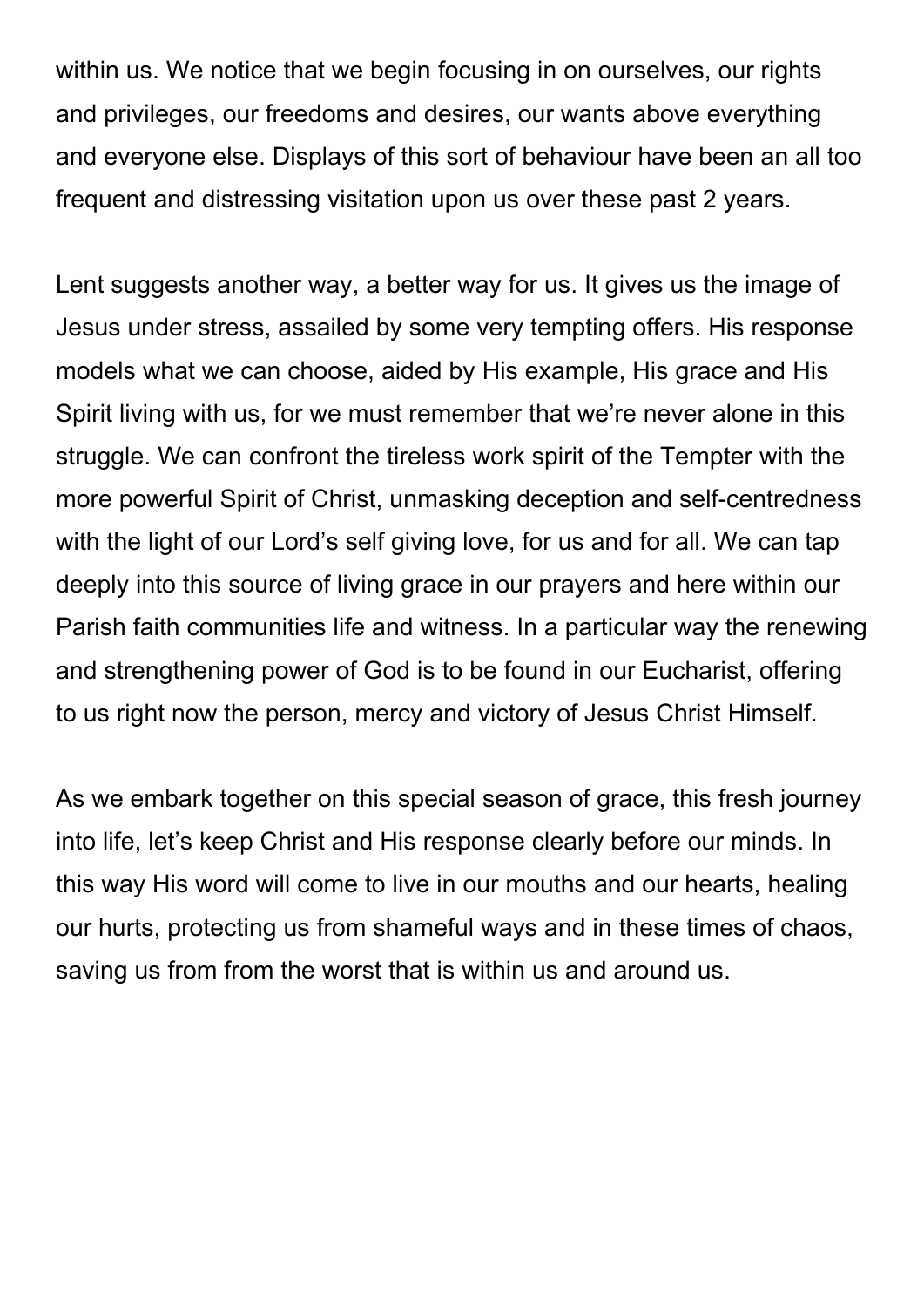within us. We notice that we begin focusing in on ourselves, our rights and privileges, our freedoms and desires, our wants above everything and everyone else. Displays of this sort of behaviour have been an all too frequent and distressing visitation upon us over these past 2 years.

Lent suggests another way, a better way for us. It gives us the image of Jesus under stress, assailed by some very tempting offers. His response models what we can choose, aided by His example, His grace and His Spirit living with us, for we must remember that we're never alone in this struggle. We can confront the tireless work spirit of the Tempter with the more powerful Spirit of Christ, unmasking deception and self-centredness with the light of our Lord's self giving love, for us and for all. We can tap deeply into this source of living grace in our prayers and here within our Parish faith communities life and witness. In a particular way the renewing and strengthening power of God is to be found in our Eucharist, offering to us right now the person, mercy and victory of Jesus Christ Himself.

As we embark together on this special season of grace, this fresh journey into life, let's keep Christ and His response clearly before our minds. In this way His word will come to live in our mouths and our hearts, healing our hurts, protecting us from shameful ways and in these times of chaos, saving us from from the worst that is within us and around us.